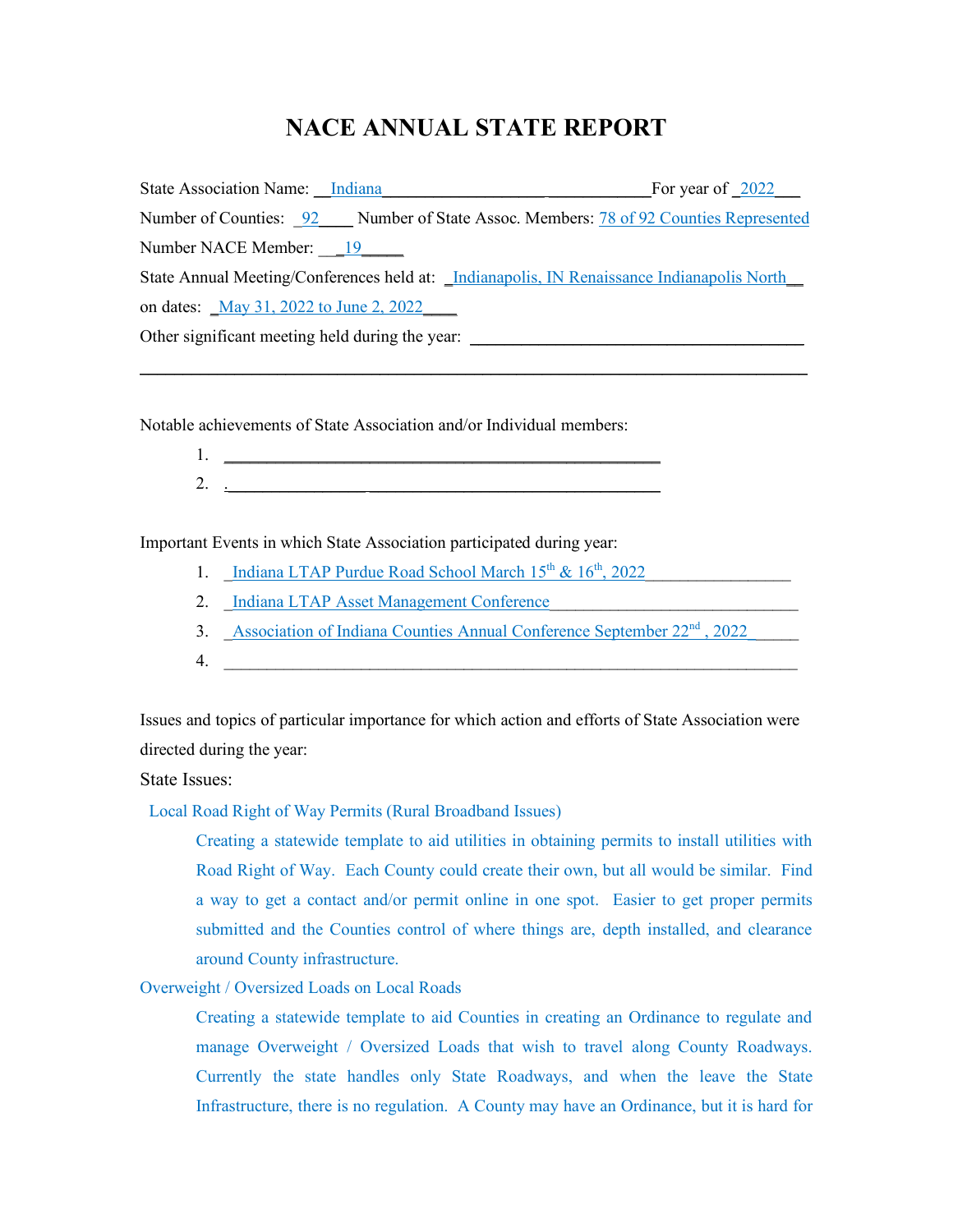# NACE ANNUAL STATE REPORT

State Association Name: Indiana For year of 2022

Number of Counties: 92 Number of State Assoc. Members: 78 of 92 Counties Represented

Number NACE Member: 19

State Annual Meeting/Conferences held at: Indianapolis, IN Renaissance Indianapolis North

on dates: May 31, 2022 to June 2, 2022

Other significant meeting held during the year: ______________________________

______________________________________________________________________

Notable achievements of State Association and/or Individual members:

1. ______________________________
2. ______________________________

Important Events in which State Association participated during year:

1. Indiana LTAP Purdue Road School March 15th & 16th, 2022
2. Indiana LTAP Asset Management Conference
3. Association of Indiana Counties Annual Conference September 22nd , 2022
4. ______________________________

Issues and topics of particular importance for which action and efforts of State Association were directed during the year:

State Issues:

Local Road Right of Way Permits (Rural Broadband Issues)

Creating a statewide template to aid utilities in obtaining permits to install utilities with Road Right of Way. Each County could create their own, but all would be similar. Find a way to get a contact and/or permit online in one spot. Easier to get proper permits submitted and the Counties control of where things are, depth installed, and clearance around County infrastructure.

Overweight / Oversized Loads on Local Roads

Creating a statewide template to aid Counties in creating an Ordinance to regulate and manage Overweight / Oversized Loads that wish to travel along County Roadways. Currently the state handles only State Roadways, and when the leave the State Infrastructure, there is no regulation. A County may have an Ordinance, but it is hard for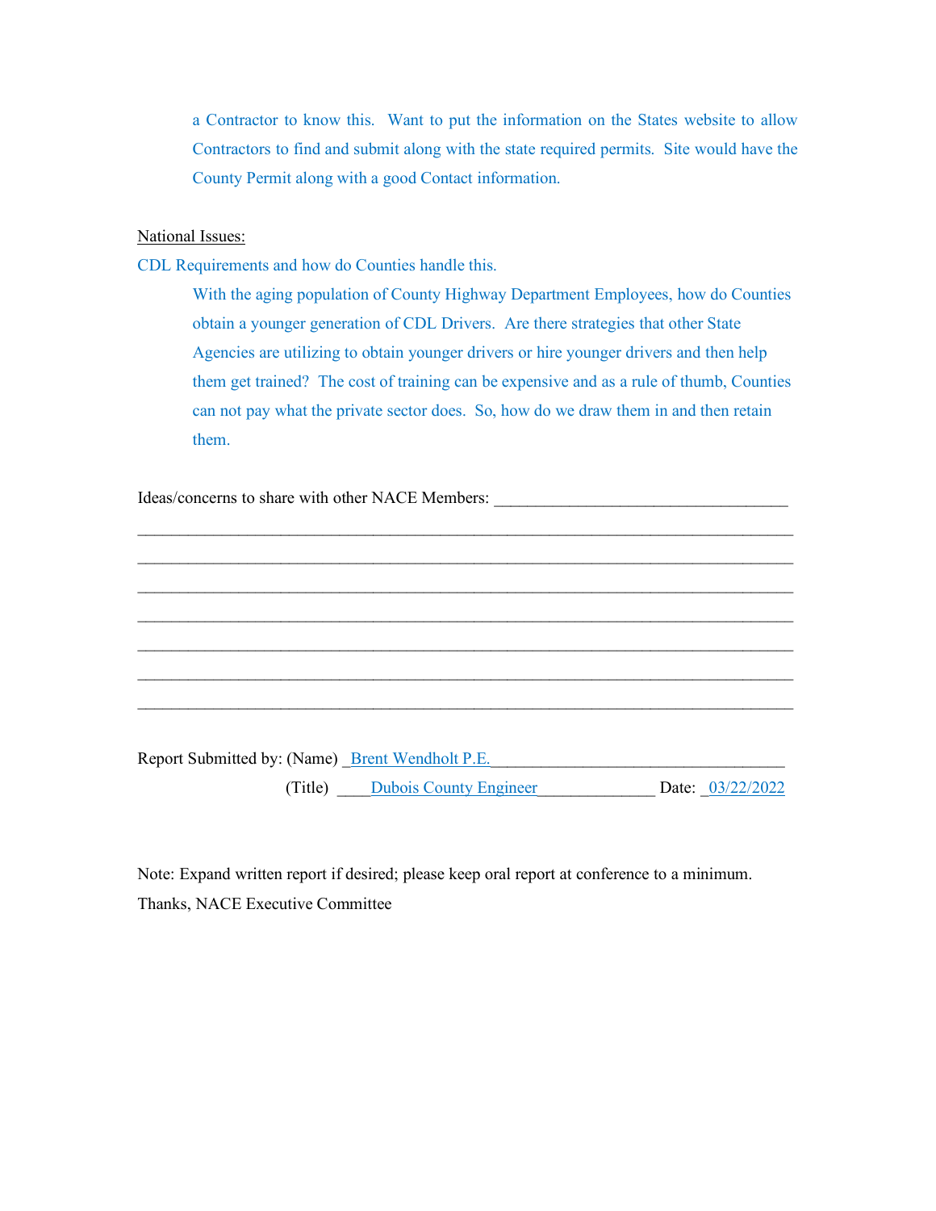a Contractor to know this. Want to put the information on the States website to allow Contractors to find and submit along with the state required permits. Site would have the County Permit along with a good Contact information.

National Issues:

CDL Requirements and how do Counties handle this.

With the aging population of County Highway Department Employees, how do Counties obtain a younger generation of CDL Drivers. Are there strategies that other State Agencies are utilizing to obtain younger drivers or hire younger drivers and then help them get trained? The cost of training can be expensive and as a rule of thumb, Counties can not pay what the private sector does. So, how do we draw them in and then retain them.

Ideas/concerns to share with other NACE Members: ____________________________________

________________________________________________________________________________

________________________________________________________________________________

________________________________________________________________________________

________________________________________________________________________________

________________________________________________________________________________

________________________________________________________________________________

________________________________________________________________________________

Report Submitted by: (Name) _Brent Wendholt P.E.__________________________________

(Title) ____Dubois County Engineer_____________ Date: _03/22/2022

Note: Expand written report if desired; please keep oral report at conference to a minimum.

Thanks, NACE Executive Committee